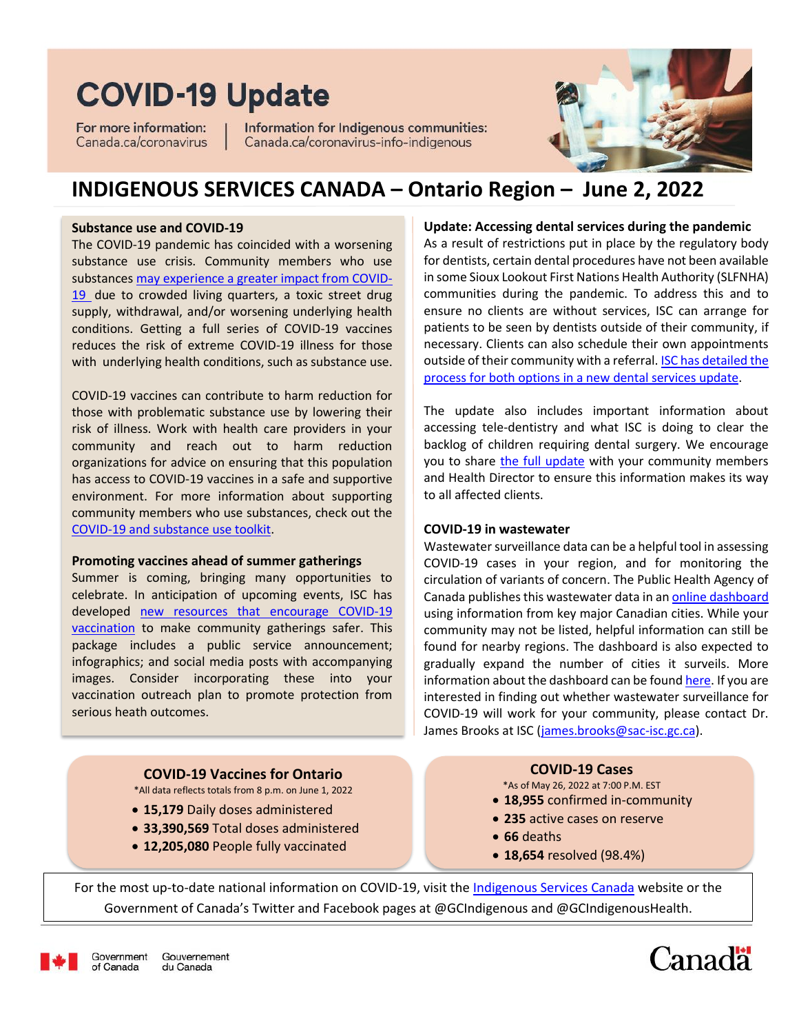# COVID-19 Update

For more information: Canada.ca/coronavirus | Information for Indigenous communities: Canada.ca/coronavirus-info-indigenous

## INDIGENOUS SERVICES CANADA – Ontario Region – June 2, 2022

### Substance use and COVID-19

The COVID-19 pandemic has coincided with a worsening substance use crisis. Community members who use substances may experience a greater impact from COVID-19 due to crowded living quarters, a toxic street drug supply, withdrawal, and/or worsening underlying health conditions. Getting a full series of COVID-19 vaccines reduces the risk of extreme COVID-19 illness for those with underlying health conditions, such as substance use.

COVID-19 vaccines can contribute to harm reduction for those with problematic substance use by lowering their risk of illness. Work with health care providers in your community and reach out to harm reduction organizations for advice on ensuring that this population has access to COVID-19 vaccines in a safe and supportive environment. For more information about supporting community members who use substances, check out the COVID-19 and substance use toolkit.

### Promoting vaccines ahead of summer gatherings

Summer is coming, bringing many opportunities to celebrate. In anticipation of upcoming events, ISC has developed new resources that encourage COVID-19 vaccination to make community gatherings safer. This package includes a public service announcement; infographics; and social media posts with accompanying images. Consider incorporating these into your vaccination outreach plan to promote protection from serious heath outcomes.

### Update: Accessing dental services during the pandemic

As a result of restrictions put in place by the regulatory body for dentists, certain dental procedures have not been available in some Sioux Lookout First Nations Health Authority (SLFNHA) communities during the pandemic. To address this and to ensure no clients are without services, ISC can arrange for patients to be seen by dentists outside of their community, if necessary. Clients can also schedule their own appointments outside of their community with a referral. ISC has detailed the process for both options in a new dental services update.

The update also includes important information about accessing tele-dentistry and what ISC is doing to clear the backlog of children requiring dental surgery. We encourage you to share the full update with your community members and Health Director to ensure this information makes its way to all affected clients.

### COVID-19 in wastewater

Wastewater surveillance data can be a helpful tool in assessing COVID-19 cases in your region, and for monitoring the circulation of variants of concern. The Public Health Agency of Canada publishes this wastewater data in an online dashboard using information from key major Canadian cities. While your community may not be listed, helpful information can still be found for nearby regions. The dashboard is also expected to gradually expand the number of cities it surveils. More information about the dashboard can be found here. If you are interested in finding out whether wastewater surveillance for COVID-19 will work for your community, please contact Dr. James Brooks at ISC (james.brooks@sac-isc.gc.ca).

### COVID-19 Vaccines for Ontario

*All data reflects totals from 8 p.m. on June 1, 2022

- **15,179** Daily doses administered
- **33,390,569** Total doses administered
- **12,205,080** People fully vaccinated

### COVID-19 Cases

*As of May 26, 2022 at 7:00 P.M. EST

- **18,955** confirmed in-community
- **235** active cases on reserve
- **66** deaths
- **18,654** resolved (98.4%)

For the most up-to-date national information on COVID-19, visit the Indigenous Services Canada website or the Government of Canada's Twitter and Facebook pages at @GCIndigenous and @GCIndigenousHealth.

Government of Canada / Gouvernement du Canada

Canada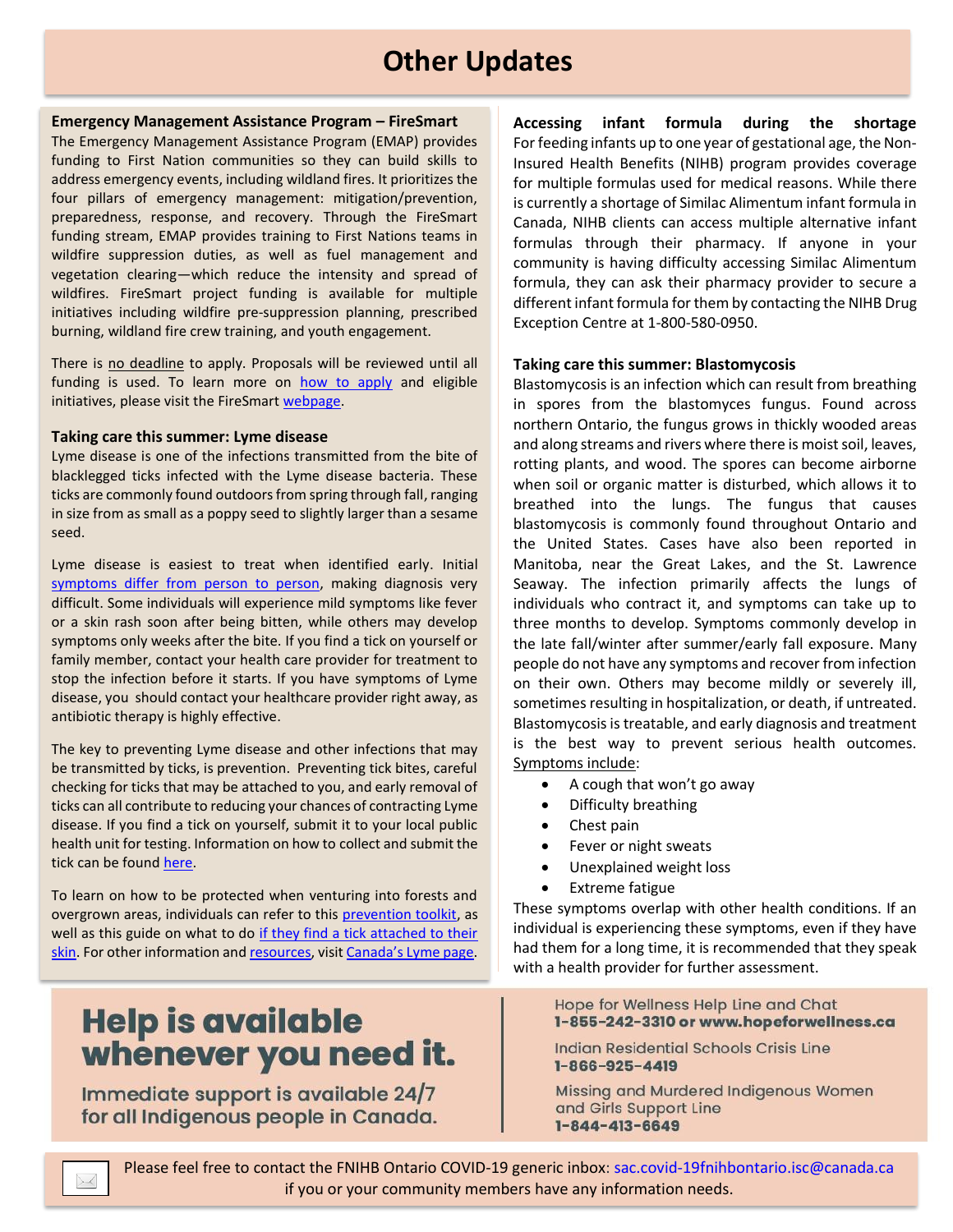# Other Updates

**Emergency Management Assistance Program – FireSmart**

The Emergency Management Assistance Program (EMAP) provides funding to First Nation communities so they can build skills to address emergency events, including wildland fires. It prioritizes the four pillars of emergency management: mitigation/prevention, preparedness, response, and recovery. Through the FireSmart funding stream, EMAP provides training to First Nations teams in wildfire suppression duties, as well as fuel management and vegetation clearing—which reduce the intensity and spread of wildfires. FireSmart project funding is available for multiple initiatives including wildfire pre-suppression planning, prescribed burning, wildland fire crew training, and youth engagement.

There is no deadline to apply. Proposals will be reviewed until all funding is used. To learn more on how to apply and eligible initiatives, please visit the FireSmart webpage.

**Taking care this summer: Lyme disease**

Lyme disease is one of the infections transmitted from the bite of blacklegged ticks infected with the Lyme disease bacteria. These ticks are commonly found outdoors from spring through fall, ranging in size from as small as a poppy seed to slightly larger than a sesame seed.

Lyme disease is easiest to treat when identified early. Initial symptoms differ from person to person, making diagnosis very difficult. Some individuals will experience mild symptoms like fever or a skin rash soon after being bitten, while others may develop symptoms only weeks after the bite. If you find a tick on yourself or family member, contact your health care provider for treatment to stop the infection before it starts. If you have symptoms of Lyme disease, you should contact your healthcare provider right away, as antibiotic therapy is highly effective.

The key to preventing Lyme disease and other infections that may be transmitted by ticks, is prevention. Preventing tick bites, careful checking for ticks that may be attached to you, and early removal of ticks can all contribute to reducing your chances of contracting Lyme disease. If you find a tick on yourself, submit it to your local public health unit for testing. Information on how to collect and submit the tick can be found here.

To learn on how to be protected when venturing into forests and overgrown areas, individuals can refer to this prevention toolkit, as well as this guide on what to do if they find a tick attached to their skin. For other information and resources, visit Canada's Lyme page.

**Accessing infant formula during the shortage**

For feeding infants up to one year of gestational age, the Non-Insured Health Benefits (NIHB) program provides coverage for multiple formulas used for medical reasons. While there is currently a shortage of Similac Alimentum infant formula in Canada, NIHB clients can access multiple alternative infant formulas through their pharmacy. If anyone in your community is having difficulty accessing Similac Alimentum formula, they can ask their pharmacy provider to secure a different infant formula for them by contacting the NIHB Drug Exception Centre at 1-800-580-0950.

**Taking care this summer: Blastomycosis**

Blastomycosis is an infection which can result from breathing in spores from the blastomyces fungus. Found across northern Ontario, the fungus grows in thickly wooded areas and along streams and rivers where there is moist soil, leaves, rotting plants, and wood. The spores can become airborne when soil or organic matter is disturbed, which allows it to breathed into the lungs. The fungus that causes blastomycosis is commonly found throughout Ontario and the United States. Cases have also been reported in Manitoba, near the Great Lakes, and the St. Lawrence Seaway. The infection primarily affects the lungs of individuals who contract it, and symptoms can take up to three months to develop. Symptoms commonly develop in the late fall/winter after summer/early fall exposure. Many people do not have any symptoms and recover from infection on their own. Others may become mildly or severely ill, sometimes resulting in hospitalization, or death, if untreated. Blastomycosis is treatable, and early diagnosis and treatment is the best way to prevent serious health outcomes. Symptoms include:

- A cough that won't go away
- Difficulty breathing
- Chest pain
- Fever or night sweats
- Unexplained weight loss
- Extreme fatigue

These symptoms overlap with other health conditions. If an individual is experiencing these symptoms, even if they have had them for a long time, it is recommended that they speak with a health provider for further assessment.

**Help is available whenever you need it.**

Immediate support is available 24/7 for all Indigenous people in Canada.

Hope for Wellness Help Line and Chat
**1-855-242-3310 or www.hopeforwellness.ca**

Indian Residential Schools Crisis Line
**1-866-925-4419**

Missing and Murdered Indigenous Women and Girls Support Line
**1-844-413-6649**

Please feel free to contact the FNIHB Ontario COVID-19 generic inbox: sac.covid-19fnihbontario.isc@canada.ca if you or your community members have any information needs.